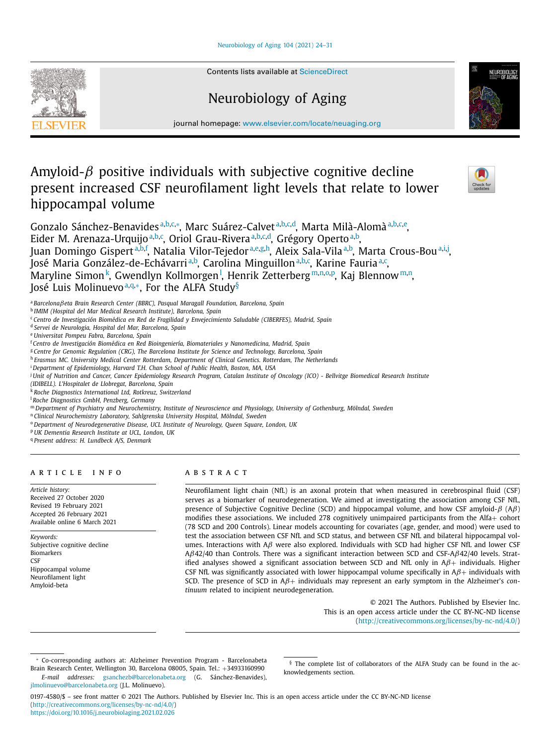# Amyloid-$\beta$ positive individuals with subjective cognitive decline present increased CSF neurofilament light levels that relate to lower hippocampal volume

Gonzalo Sánchez-Benavides[a,b,c,*], Marc Suárez-Calvet[a,b,c,d], Marta Milà-Alomà[a,b,c,e], Eider M. Arenaza-Urquijo[a,b,c], Oriol Grau-Rivera[a,b,c,d], Grégory Operto[a,b], Juan Domingo Gispert[a,b,f], Natalia Vilor-Tejedor[a,e,g,h], Aleix Sala-Vila[a,b], Marta Crous-Bou[a,i,j], José Maria González-de-Echávarri[a,b], Carolina Minguillon[a,b,c], Karine Fauria[a,c], Maryline Simon[k], Gwendlyn Kollmorgen[l], Henrik Zetterberg[m,n,o,p], Kaj Blennow[m,n], José Luis Molinuevo[a,q,*], For the ALFA Study[§]

[a] Barcelona$\beta$eta Brain Research Center (BBRC), Pasqual Maragall Foundation, Barcelona, Spain
[b] IMIM (Hospital del Mar Medical Research Institute), Barcelona, Spain
[c] Centro de Investigación Biomédica en Red de Fragilidad y Envejecimiento Saludable (CIBERFES), Madrid, Spain
[d] Servei de Neurologia, Hospital del Mar, Barcelona, Spain
[e] Universitat Pompeu Fabra, Barcelona, Spain
[f] Centro de Investigación Biomédica en Red Bioingeniería, Biomateriales y Nanomedicina, Madrid, Spain
[g] Centre for Genomic Regulation (CRG), The Barcelona Institute for Science and Technology, Barcelona, Spain
[h] Erasmus MC. University Medical Center Rotterdam, Department of Clinical Genetics. Rotterdam, The Netherlands
[i] Department of Epidemiology, Harvard T.H. Chan School of Public Health, Boston, MA, USA
[j] Unit of Nutrition and Cancer, Cancer Epidemiology Research Program, Catalan Institute of Oncology (ICO) - Bellvitge Biomedical Research Institute (IDIBELL). L'Hospitalet de Llobregat, Barcelona, Spain
[k] Roche Diagnostics International Ltd, Rotkreuz, Switzerland
[l] Roche Diagnostics GmbH, Penzberg, Germany
[m] Department of Psychiatry and Neurochemistry, Institute of Neuroscience and Physiology, University of Gothenburg, Mölndal, Sweden
[n] Clinical Neurochemistry Laboratory, Sahlgrenska University Hospital, Mölndal, Sweden
[o] Department of Neurodegenerative Disease, UCL Institute of Neurology, Queen Square, London, UK
[p] UK Dementia Research Institute at UCL, London, UK
[q] Present address: H. Lundbeck A/S, Denmark

## ARTICLE INFO

*Article history:*
Received 27 October 2020
Revised 19 February 2021
Accepted 26 February 2021
Available online 6 March 2021

*Keywords:*
Subjective cognitive decline
Biomarkers
CSF
Hippocampal volume
Neurofilament light
Amyloid-beta

## ABSTRACT

Neurofilament light chain (NfL) is an axonal protein that when measured in cerebrospinal fluid (CSF) serves as a biomarker of neurodegeneration. We aimed at investigating the association among CSF NfL, presence of Subjective Cognitive Decline (SCD) and hippocampal volume, and how CSF amyloid-$\beta$ (A$\beta$) modifies these associations. We included 278 cognitively unimpaired participants from the Alfa+ cohort (78 SCD and 200 Controls). Linear models accounting for covariates (age, gender, and mood) were used to test the association between CSF NfL and SCD status, and between CSF NfL and bilateral hippocampal volumes. Interactions with A$\beta$ were also explored. Individuals with SCD had higher CSF NfL and lower CSF A$\beta$42/40 than Controls. There was a significant interaction between SCD and CSF-A$\beta$42/40 levels. Stratified analyses showed a significant association between SCD and NfL only in A$\beta$+ individuals. Higher CSF NfL was significantly associated with lower hippocampal volume specifically in A$\beta$+ individuals with SCD. The presence of SCD in A$\beta$+ individuals may represent an early symptom in the Alzheimer's *continuum* related to incipient neurodegeneration.

© 2021 The Authors. Published by Elsevier Inc.
This is an open access article under the CC BY-NC-ND license (http://creativecommons.org/licenses/by-nc-nd/4.0/)

* Co-corresponding authors at: Alzheimer Prevention Program - Barcelonabeta Brain Research Center, Wellington 30, Barcelona 08005, Spain. Tel.: +34933160990
*E-mail addresses:* gsanchezb@barcelonabeta.org (G. Sánchez-Benavides), jlmolinuevo@barcelonabeta.org (J.L. Molinuevo).

§ The complete list of collaborators of the ALFA Study can be found in the acknowledgements section.

0197-4580/$ – see front matter © 2021 The Authors. Published by Elsevier Inc. This is an open access article under the CC BY-NC-ND license (http://creativecommons.org/licenses/by-nc-nd/4.0/)
https://doi.org/10.1016/j.neurobiolaging.2021.02.026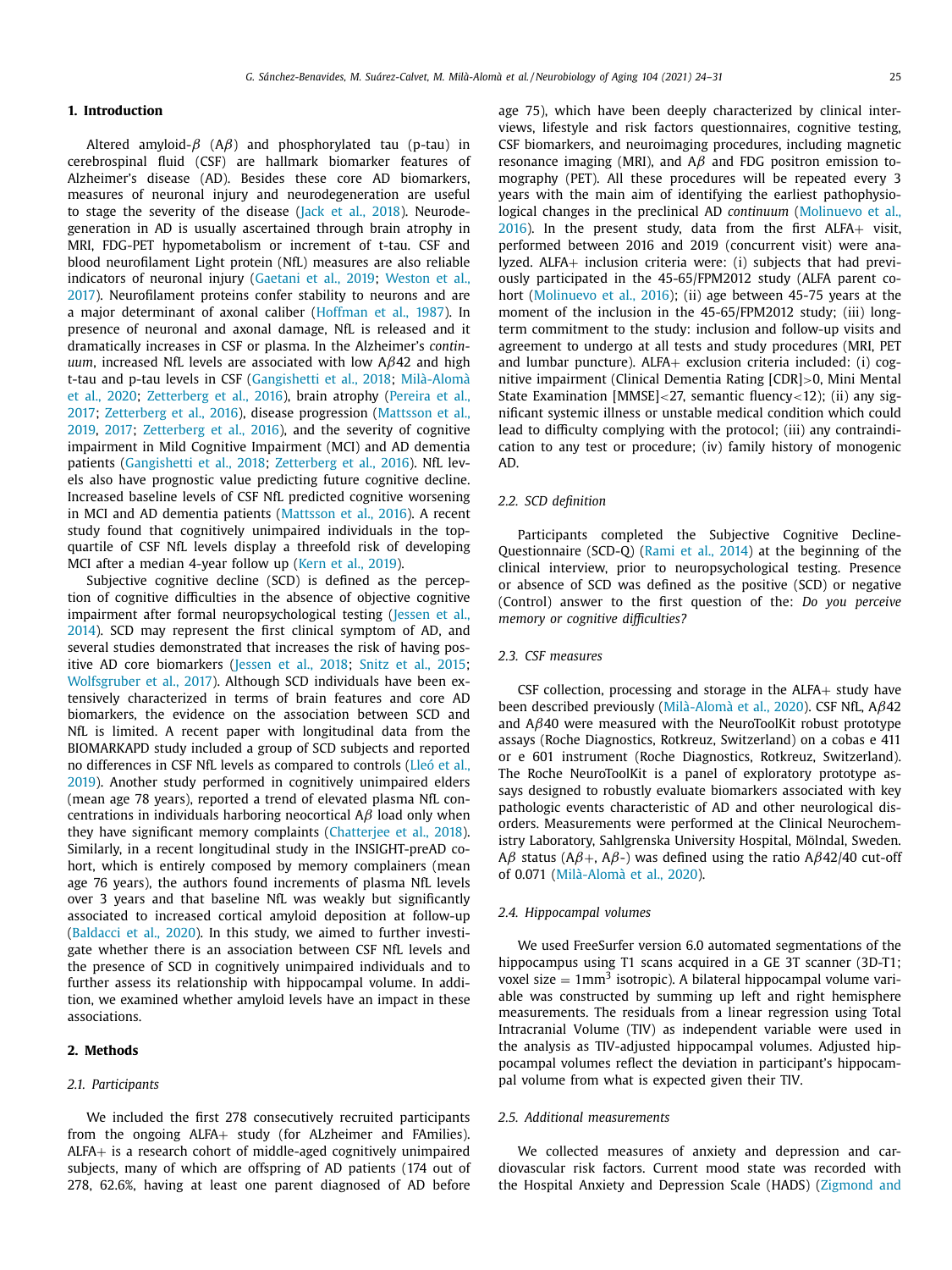## 1. Introduction

Altered amyloid-$\beta$ (A$\beta$) and phosphorylated tau (p-tau) in cerebrospinal fluid (CSF) are hallmark biomarker features of Alzheimer's disease (AD). Besides these core AD biomarkers, measures of neuronal injury and neurodegeneration are useful to stage the severity of the disease (Jack et al., 2018). Neurodegeneration in AD is usually ascertained through brain atrophy in MRI, FDG-PET hypometabolism or increment of t-tau. CSF and blood neurofilament Light protein (NfL) measures are also reliable indicators of neuronal injury (Gaetani et al., 2019; Weston et al., 2017). Neurofilament proteins confer stability to neurons and are a major determinant of axonal caliber (Hoffman et al., 1987). In presence of neuronal and axonal damage, NfL is released and it dramatically increases in CSF or plasma. In the Alzheimer's *continuum*, increased NfL levels are associated with low A$\beta$42 and high t-tau and p-tau levels in CSF (Gangishetti et al., 2018; Milà-Alomà et al., 2020; Zetterberg et al., 2016), brain atrophy (Pereira et al., 2017; Zetterberg et al., 2016), disease progression (Mattsson et al., 2019, 2017; Zetterberg et al., 2016), and the severity of cognitive impairment in Mild Cognitive Impairment (MCI) and AD dementia patients (Gangishetti et al., 2018; Zetterberg et al., 2016). NfL levels also have prognostic value predicting future cognitive decline. Increased baseline levels of CSF NfL predicted cognitive worsening in MCI and AD dementia patients (Mattsson et al., 2016). A recent study found that cognitively unimpaired individuals in the top-quartile of CSF NfL levels display a threefold risk of developing MCI after a median 4-year follow up (Kern et al., 2019).

Subjective cognitive decline (SCD) is defined as the perception of cognitive difficulties in the absence of objective cognitive impairment after formal neuropsychological testing (Jessen et al., 2014). SCD may represent the first clinical symptom of AD, and several studies demonstrated that increases the risk of having positive AD core biomarkers (Jessen et al., 2018; Snitz et al., 2015; Wolfsgruber et al., 2017). Although SCD individuals have been extensively characterized in terms of brain features and core AD biomarkers, the evidence on the association between SCD and NfL is limited. A recent paper with longitudinal data from the BIOMARKAPD study included a group of SCD subjects and reported no differences in CSF NfL levels as compared to controls (Lleó et al., 2019). Another study performed in cognitively unimpaired elders (mean age 78 years), reported a trend of elevated plasma NfL concentrations in individuals harboring neocortical A$\beta$ load only when they have significant memory complaints (Chatterjee et al., 2018). Similarly, in a recent longitudinal study in the INSIGHT-preAD cohort, which is entirely composed by memory complainers (mean age 76 years), the authors found increments of plasma NfL levels over 3 years and that baseline NfL was weakly but significantly associated to increased cortical amyloid deposition at follow-up (Baldacci et al., 2020). In this study, we aimed to further investigate whether there is an association between CSF NfL levels and the presence of SCD in cognitively unimpaired individuals and to further assess its relationship with hippocampal volume. In addition, we examined whether amyloid levels have an impact in these associations.

## 2. Methods

### 2.1. Participants

We included the first 278 consecutively recruited participants from the ongoing ALFA+ study (for ALzheimer and FAmilies). ALFA+ is a research cohort of middle-aged cognitively unimpaired subjects, many of which are offspring of AD patients (174 out of 278, 62.6%, having at least one parent diagnosed of AD before age 75), which have been deeply characterized by clinical interviews, lifestyle and risk factors questionnaires, cognitive testing, CSF biomarkers, and neuroimaging procedures, including magnetic resonance imaging (MRI), and A$\beta$ and FDG positron emission tomography (PET). All these procedures will be repeated every 3 years with the main aim of identifying the earliest pathophysiological changes in the preclinical AD *continuum* (Molinuevo et al., 2016). In the present study, data from the first ALFA+ visit, performed between 2016 and 2019 (concurrent visit) were analyzed. ALFA+ inclusion criteria were: (i) subjects that had previously participated in the 45-65/FPM2012 study (ALFA parent cohort (Molinuevo et al., 2016); (ii) age between 45-75 years at the moment of the inclusion in the 45-65/FPM2012 study; (iii) long-term commitment to the study: inclusion and follow-up visits and agreement to undergo at all tests and study procedures (MRI, PET and lumbar puncture). ALFA+ exclusion criteria included: (i) cognitive impairment (Clinical Dementia Rating [CDR]>0, Mini Mental State Examination [MMSE]<27, semantic fluency<12); (ii) any significant systemic illness or unstable medical condition which could lead to difficulty complying with the protocol; (iii) any contraindication to any test or procedure; (iv) family history of monogenic AD.

### 2.2. SCD definition

Participants completed the Subjective Cognitive Decline-Questionnaire (SCD-Q) (Rami et al., 2014) at the beginning of the clinical interview, prior to neuropsychological testing. Presence or absence of SCD was defined as the positive (SCD) or negative (Control) answer to the first question of the: *Do you perceive memory or cognitive difficulties?*

### 2.3. CSF measures

CSF collection, processing and storage in the ALFA+ study have been described previously (Milà-Alomà et al., 2020). CSF NfL, A$\beta$42 and A$\beta$40 were measured with the NeuroToolKit robust prototype assays (Roche Diagnostics, Rotkreuz, Switzerland) on a cobas e 411 or e 601 instrument (Roche Diagnostics, Rotkreuz, Switzerland). The Roche NeuroToolKit is a panel of exploratory prototype assays designed to robustly evaluate biomarkers associated with key pathologic events characteristic of AD and other neurological disorders. Measurements were performed at the Clinical Neurochemistry Laboratory, Sahlgrenska University Hospital, Mölndal, Sweden. A$\beta$ status (A$\beta$+, A$\beta$-) was defined using the ratio A$\beta$42/40 cut-off of 0.071 (Milà-Alomà et al., 2020).

### 2.4. Hippocampal volumes

We used FreeSurfer version 6.0 automated segmentations of the hippocampus using T1 scans acquired in a GE 3T scanner (3D-T1; voxel size = 1mm$^3$ isotropic). A bilateral hippocampal volume variable was constructed by summing up left and right hemisphere measurements. The residuals from a linear regression using Total Intracranial Volume (TIV) as independent variable were used in the analysis as TIV-adjusted hippocampal volumes. Adjusted hippocampal volumes reflect the deviation in participant's hippocampal volume from what is expected given their TIV.

### 2.5. Additional measurements

We collected measures of anxiety and depression and cardiovascular risk factors. Current mood state was recorded with the Hospital Anxiety and Depression Scale (HADS) (Zigmond and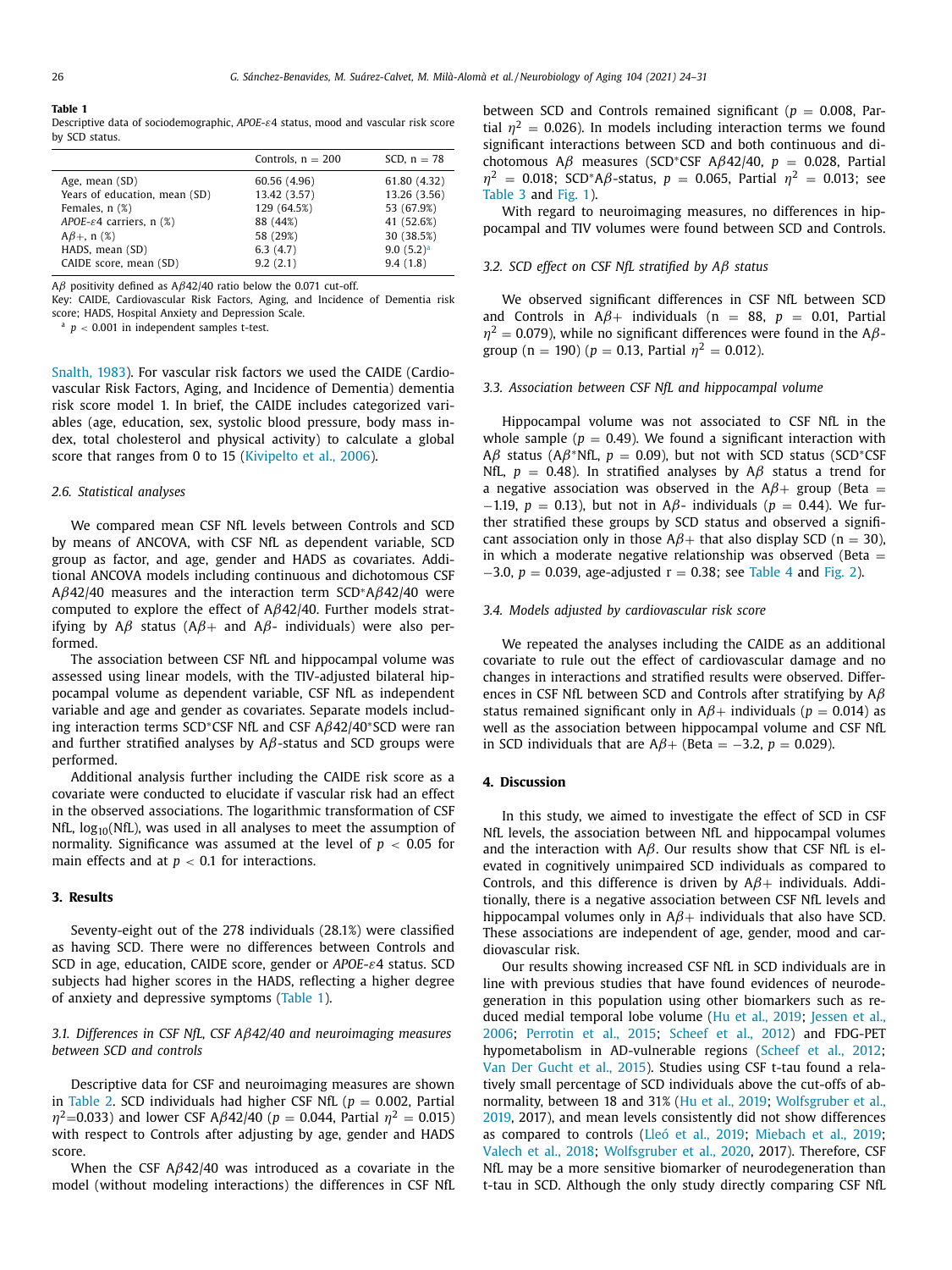**Table 1**
Descriptive data of sociodemographic, *APOE-ε4* status, mood and vascular risk score by SCD status.

| | Controls, n = 200 | SCD, n = 78 |
|---|---|---|
| Age, mean (SD) | 60.56 (4.96) | 61.80 (4.32) |
| Years of education, mean (SD) | 13.42 (3.57) | 13.26 (3.56) |
| Females, n (%) | 129 (64.5%) | 53 (67.9%) |
| *APOE-ε4* carriers, n (%) | 88 (44%) | 41 (52.6%) |
| Aβ+, n (%) | 58 (29%) | 30 (38.5%) |
| HADS, mean (SD) | 6.3 (4.7) | 9.0 (5.2)[a] |
| CAIDE score, mean (SD) | 9.2 (2.1) | 9.4 (1.8) |

Aβ positivity defined as Aβ42/40 ratio below the 0.071 cut-off.
Key: CAIDE, Cardiovascular Risk Factors, Aging, and Incidence of Dementia risk score; HADS, Hospital Anxiety and Depression Scale.
[a] $p < 0.001$ in independent samples t-test.

Snalth, 1983). For vascular risk factors we used the CAIDE (Cardiovascular Risk Factors, Aging, and Incidence of Dementia) dementia risk score model 1. In brief, the CAIDE includes categorized variables (age, education, sex, systolic blood pressure, body mass index, total cholesterol and physical activity) to calculate a global score that ranges from 0 to 15 (Kivipelto et al., 2006).

### 2.6. Statistical analyses

We compared mean CSF NfL levels between Controls and SCD by means of ANCOVA, with CSF NfL as dependent variable, SCD group as factor, and age, gender and HADS as covariates. Additional ANCOVA models including continuous and dichotomous CSF Aβ42/40 measures and the interaction term SCD*Aβ42/40 were computed to explore the effect of Aβ42/40. Further models stratifying by Aβ status (Aβ+ and Aβ- individuals) were also performed.

The association between CSF NfL and hippocampal volume was assessed using linear models, with the TIV-adjusted bilateral hippocampal volume as dependent variable, CSF NfL as independent variable and age and gender as covariates. Separate models including interaction terms SCD*CSF NfL and CSF Aβ42/40*SCD were ran and further stratified analyses by Aβ-status and SCD groups were performed.

Additional analysis further including the CAIDE risk score as a covariate were conducted to elucidate if vascular risk had an effect in the observed associations. The logarithmic transformation of CSF NfL, $\log_{10}$(NfL), was used in all analyses to meet the assumption of normality. Significance was assumed at the level of $p < 0.05$ for main effects and at $p < 0.1$ for interactions.

## 3. Results

Seventy-eight out of the 278 individuals (28.1%) were classified as having SCD. There were no differences between Controls and SCD in age, education, CAIDE score, gender or *APOE-ε4* status. SCD subjects had higher scores in the HADS, reflecting a higher degree of anxiety and depressive symptoms (Table 1).

### 3.1. Differences in CSF NfL, CSF Aβ42/40 and neuroimaging measures between SCD and controls

Descriptive data for CSF and neuroimaging measures are shown in Table 2. SCD individuals had higher CSF NfL ($p = 0.002$, Partial $\eta^2 = 0.033$) and lower CSF Aβ42/40 ($p = 0.044$, Partial $\eta^2 = 0.015$) with respect to Controls after adjusting by age, gender and HADS score.

When the CSF Aβ42/40 was introduced as a covariate in the model (without modeling interactions) the differences in CSF NfL between SCD and Controls remained significant ($p = 0.008$, Partial $\eta^2 = 0.026$). In models including interaction terms we found significant interactions between SCD and both continuous and dichotomous Aβ measures (SCD*CSF Aβ42/40, $p = 0.028$, Partial $\eta^2 = 0.018$; SCD*Aβ-status, $p = 0.065$, Partial $\eta^2 = 0.013$; see Table 3 and Fig. 1).

With regard to neuroimaging measures, no differences in hippocampal and TIV volumes were found between SCD and Controls.

### 3.2. SCD effect on CSF NfL stratified by Aβ status

We observed significant differences in CSF NfL between SCD and Controls in Aβ+ individuals (n = 88, $p = 0.01$, Partial $\eta^2 = 0.079$), while no significant differences were found in the Aβ- group (n = 190) ($p = 0.13$, Partial $\eta^2 = 0.012$).

### 3.3. Association between CSF NfL and hippocampal volume

Hippocampal volume was not associated to CSF NfL in the whole sample ($p = 0.49$). We found a significant interaction with Aβ status (Aβ*NfL, $p = 0.09$), but not with SCD status (SCD*CSF NfL, $p = 0.48$). In stratified analyses by Aβ status a trend for a negative association was observed in the Aβ+ group (Beta = −1.19, $p = 0.13$), but not in Aβ- individuals ($p = 0.44$). We further stratified these groups by SCD status and observed a significant association only in those Aβ+ that also display SCD (n = 30), in which a moderate negative relationship was observed (Beta = −3.0, $p = 0.039$, age-adjusted r = 0.38; see Table 4 and Fig. 2).

### 3.4. Models adjusted by cardiovascular risk score

We repeated the analyses including the CAIDE as an additional covariate to rule out the effect of cardiovascular damage and no changes in interactions and stratified results were observed. Differences in CSF NfL between SCD and Controls after stratifying by Aβ status remained significant only in Aβ+ individuals ($p = 0.014$) as well as the association between hippocampal volume and CSF NfL in SCD individuals that are Aβ+ (Beta = −3.2, $p = 0.029$).

## 4. Discussion

In this study, we aimed to investigate the effect of SCD in CSF NfL levels, the association between NfL and hippocampal volumes and the interaction with Aβ. Our results show that CSF NfL is elevated in cognitively unimpaired SCD individuals as compared to Controls, and this difference is driven by Aβ+ individuals. Additionally, there is a negative association between CSF NfL levels and hippocampal volumes only in Aβ+ individuals that also have SCD. These associations are independent of age, gender, mood and cardiovascular risk.

Our results showing increased CSF NfL in SCD individuals are in line with previous studies that have found evidences of neurodegeneration in this population using other biomarkers such as reduced medial temporal lobe volume (Hu et al., 2019; Jessen et al., 2006; Perrotin et al., 2015; Scheef et al., 2012) and FDG-PET hypometabolism in AD-vulnerable regions (Scheef et al., 2012; Van Der Gucht et al., 2015). Studies using CSF t-tau found a relatively small percentage of SCD individuals above the cut-offs of abnormality, between 18 and 31% (Hu et al., 2019; Wolfsgruber et al., 2019, 2017), and mean levels consistently did not show differences as compared to controls (Lleó et al., 2019; Miebach et al., 2019; Valech et al., 2018; Wolfsgruber et al., 2020, 2017). Therefore, CSF NfL may be a more sensitive biomarker of neurodegeneration than t-tau in SCD. Although the only study directly comparing CSF NfL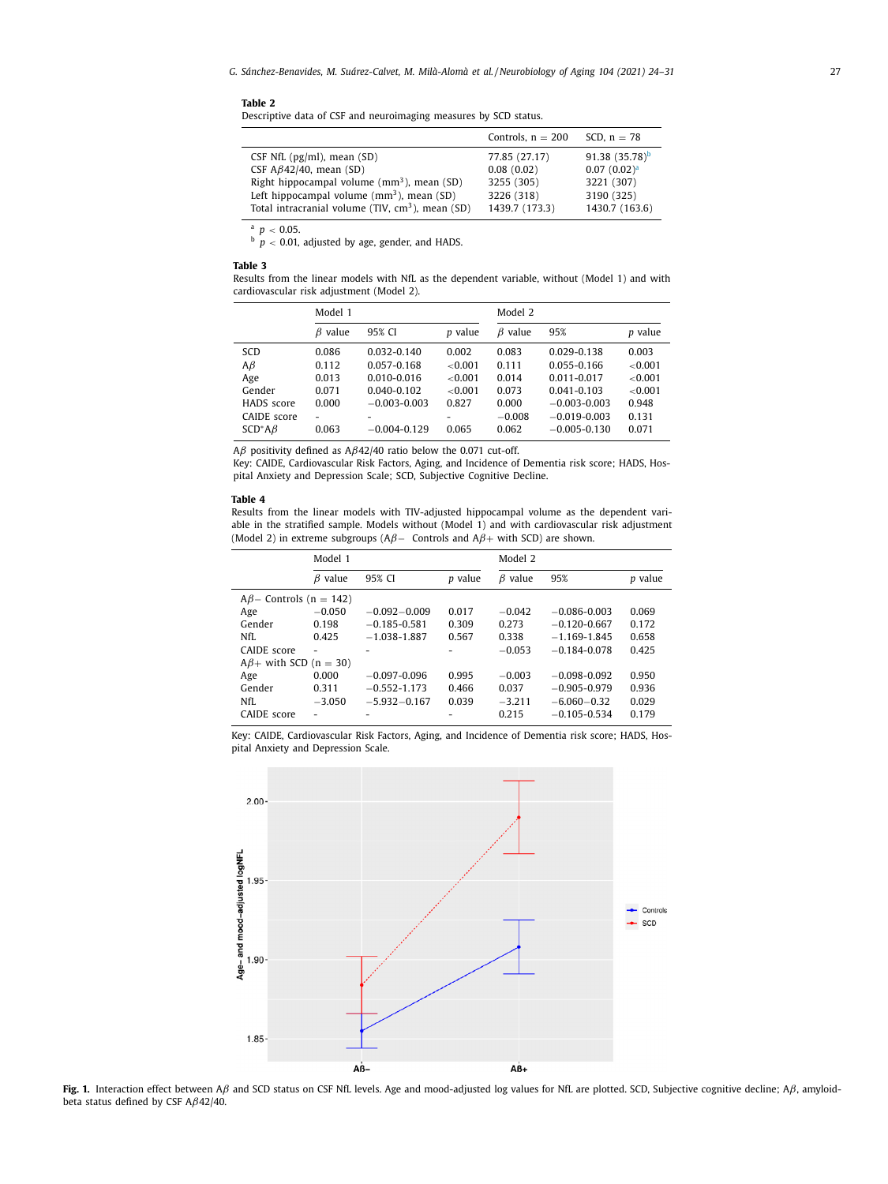**Table 2**
Descriptive data of CSF and neuroimaging measures by SCD status.

| | Controls, n = 200 | SCD, n = 78 |
|---|---|---|
| CSF NfL (pg/ml), mean (SD) | 77.85 (27.17) | 91.38 (35.78)[b] |
| CSF Aβ42/40, mean (SD) | 0.08 (0.02) | 0.07 (0.02)[a] |
| Right hippocampal volume (mm³), mean (SD) | 3255 (305) | 3221 (307) |
| Left hippocampal volume (mm³), mean (SD) | 3226 (318) | 3190 (325) |
| Total intracranial volume (TIV, cm³), mean (SD) | 1439.7 (173.3) | 1430.7 (163.6) |

[a] $p < 0.05$.
[b] $p < 0.01$, adjusted by age, gender, and HADS.

**Table 3**
Results from the linear models with NfL as the dependent variable, without (Model 1) and with cardiovascular risk adjustment (Model 2).

| | Model 1 | | | Model 2 | | |
|---|---|---|---|---|---|---|
| | β value | 95% CI | p value | β value | 95% | p value |
| SCD | 0.086 | 0.032-0.140 | 0.002 | 0.083 | 0.029-0.138 | 0.003 |
| Aβ | 0.112 | 0.057-0.168 | <0.001 | 0.111 | 0.055-0.166 | <0.001 |
| Age | 0.013 | 0.010-0.016 | <0.001 | 0.014 | 0.011-0.017 | <0.001 |
| Gender | 0.071 | 0.040-0.102 | <0.001 | 0.073 | 0.041-0.103 | <0.001 |
| HADS score | 0.000 | −0.003-0.003 | 0.827 | 0.000 | −0.003-0.003 | 0.948 |
| CAIDE score | - | - | - | −0.008 | −0.019-0.003 | 0.131 |
| SCD*Aβ | 0.063 | −0.004-0.129 | 0.065 | 0.062 | −0.005-0.130 | 0.071 |

Aβ positivity defined as Aβ42/40 ratio below the 0.071 cut-off.
Key: CAIDE, Cardiovascular Risk Factors, Aging, and Incidence of Dementia risk score; HADS, Hospital Anxiety and Depression Scale; SCD, Subjective Cognitive Decline.

**Table 4**
Results from the linear models with TIV-adjusted hippocampal volume as the dependent variable in the stratified sample. Models without (Model 1) and with cardiovascular risk adjustment (Model 2) in extreme subgroups (Aβ− Controls and Aβ+ with SCD) are shown.

| | Model 1 | | | Model 2 | | |
|---|---|---|---|---|---|---|
| | β value | 95% CI | p value | β value | 95% | p value |
| Aβ− Controls (n = 142) | | | | | | |
| Age | −0.050 | −0.092−0.009 | 0.017 | −0.042 | −0.086-0.003 | 0.069 |
| Gender | 0.198 | −0.185-0.581 | 0.309 | 0.273 | −0.120-0.667 | 0.172 |
| NfL | 0.425 | −1.038-1.887 | 0.567 | 0.338 | −1.169-1.845 | 0.658 |
| CAIDE score | - | - | - | −0.053 | −0.184-0.078 | 0.425 |
| Aβ+ with SCD (n = 30) | | | | | | |
| Age | 0.000 | −0.097-0.096 | 0.995 | −0.003 | −0.098-0.092 | 0.950 |
| Gender | 0.311 | −0.552-1.173 | 0.466 | 0.037 | −0.905-0.979 | 0.936 |
| NfL | −3.050 | −5.932−0.167 | 0.039 | −3.211 | −6.060−0.32 | 0.029 |
| CAIDE score | - | - | - | 0.215 | −0.105-0.534 | 0.179 |

Key: CAIDE, Cardiovascular Risk Factors, Aging, and Incidence of Dementia risk score; HADS, Hospital Anxiety and Depression Scale.

**Fig. 1.** Interaction effect between Aβ and SCD status on CSF NfL levels. Age and mood-adjusted log values for NfL are plotted. SCD, Subjective cognitive decline; Aβ, amyloid-beta status defined by CSF Aβ42/40.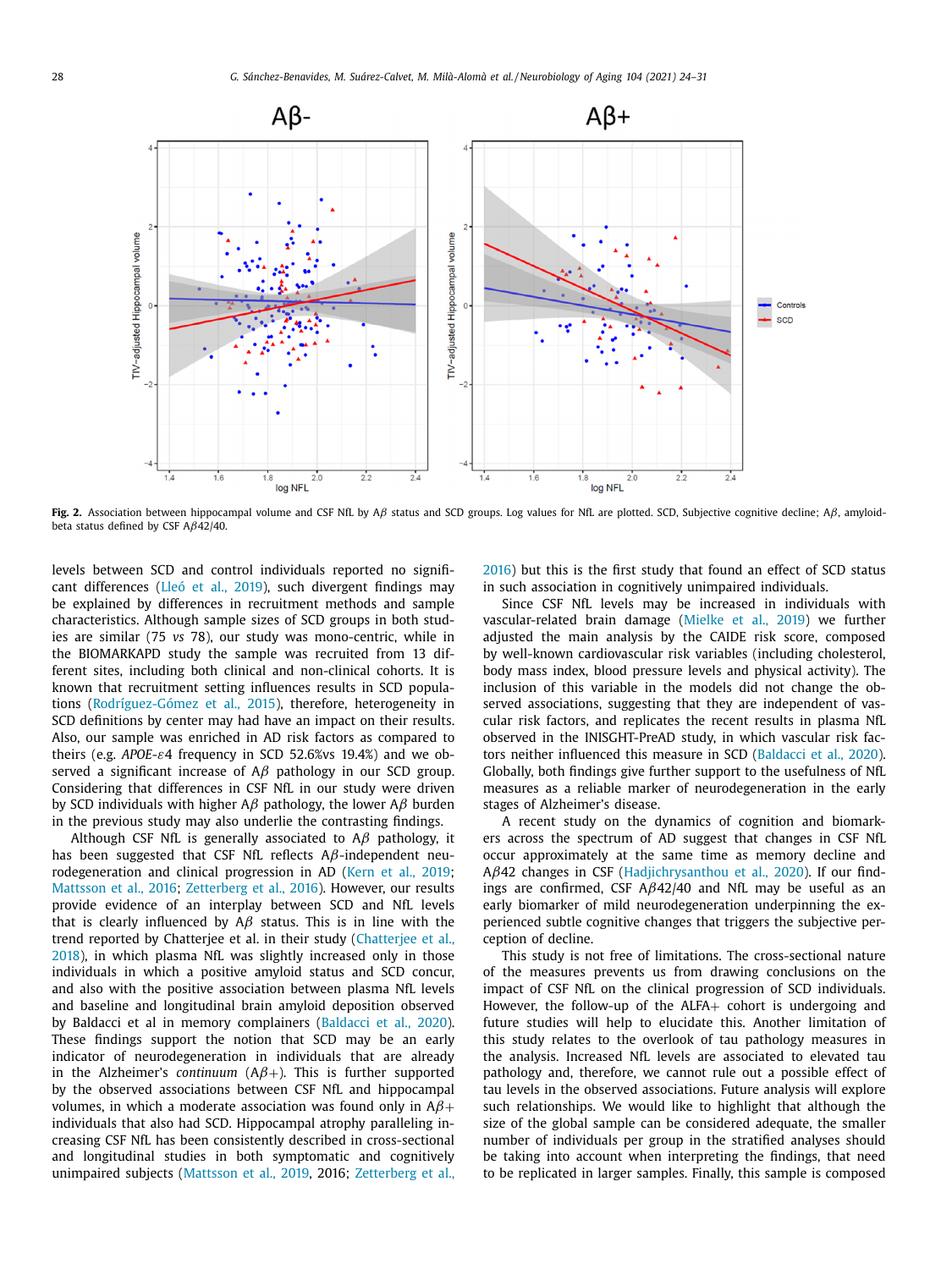**Fig. 2.** Association between hippocampal volume and CSF NfL by Aβ status and SCD groups. Log values for NfL are plotted. SCD, Subjective cognitive decline; Aβ, amyloid-beta status defined by CSF Aβ42/40.

levels between SCD and control individuals reported no significant differences (Lleó et al., 2019), such divergent findings may be explained by differences in recruitment methods and sample characteristics. Although sample sizes of SCD groups in both studies are similar (75 *vs* 78), our study was mono-centric, while in the BIOMARKAPD study the sample was recruited from 13 different sites, including both clinical and non-clinical cohorts. It is known that recruitment setting influences results in SCD populations (Rodríguez-Gómez et al., 2015), therefore, heterogeneity in SCD definitions by center may had have an impact on their results. Also, our sample was enriched in AD risk factors as compared to theirs (e.g. *APOE*-ε4 frequency in SCD 52.6%vs 19.4%) and we observed a significant increase of Aβ pathology in our SCD group. Considering that differences in CSF NfL in our study were driven by SCD individuals with higher Aβ pathology, the lower Aβ burden in the previous study may also underlie the contrasting findings.

Although CSF NfL is generally associated to Aβ pathology, it has been suggested that CSF NfL reflects Aβ-independent neurodegeneration and clinical progression in AD (Kern et al., 2019; Mattsson et al., 2016; Zetterberg et al., 2016). However, our results provide evidence of an interplay between SCD and NfL levels that is clearly influenced by Aβ status. This is in line with the trend reported by Chatterjee et al. in their study (Chatterjee et al., 2018), in which plasma NfL was slightly increased only in those individuals in which a positive amyloid status and SCD concur, and also with the positive association between plasma NfL levels and baseline and longitudinal brain amyloid deposition observed by Baldacci et al in memory complainers (Baldacci et al., 2020). These findings support the notion that SCD may be an early indicator of neurodegeneration in individuals that are already in the Alzheimer's *continuum* (Aβ+). This is further supported by the observed associations between CSF NfL and hippocampal volumes, in which a moderate association was found only in Aβ+ individuals that also had SCD. Hippocampal atrophy paralleling increasing CSF NfL has been consistently described in cross-sectional and longitudinal studies in both symptomatic and cognitively unimpaired subjects (Mattsson et al., 2019, 2016; Zetterberg et al., 2016) but this is the first study that found an effect of SCD status in such association in cognitively unimpaired individuals.

Since CSF NfL levels may be increased in individuals with vascular-related brain damage (Mielke et al., 2019) we further adjusted the main analysis by the CAIDE risk score, composed by well-known cardiovascular risk variables (including cholesterol, body mass index, blood pressure levels and physical activity). The inclusion of this variable in the models did not change the observed associations, suggesting that they are independent of vascular risk factors, and replicates the recent results in plasma NfL observed in the INISGHT-PreAD study, in which vascular risk factors neither influenced this measure in SCD (Baldacci et al., 2020). Globally, both findings give further support to the usefulness of NfL measures as a reliable marker of neurodegeneration in the early stages of Alzheimer's disease.

A recent study on the dynamics of cognition and biomarkers across the spectrum of AD suggest that changes in CSF NfL occur approximately at the same time as memory decline and Aβ42 changes in CSF (Hadjichrysanthou et al., 2020). If our findings are confirmed, CSF Aβ42/40 and NfL may be useful as an early biomarker of mild neurodegeneration underpinning the experienced subtle cognitive changes that triggers the subjective perception of decline.

This study is not free of limitations. The cross-sectional nature of the measures prevents us from drawing conclusions on the impact of CSF NfL on the clinical progression of SCD individuals. However, the follow-up of the ALFA+ cohort is undergoing and future studies will help to elucidate this. Another limitation of this study relates to the overlook of tau pathology measures in the analysis. Increased NfL levels are associated to elevated tau pathology and, therefore, we cannot rule out a possible effect of tau levels in the observed associations. Future analysis will explore such relationships. We would like to highlight that although the size of the global sample can be considered adequate, the smaller number of individuals per group in the stratified analyses should be taking into account when interpreting the findings, that need to be replicated in larger samples. Finally, this sample is composed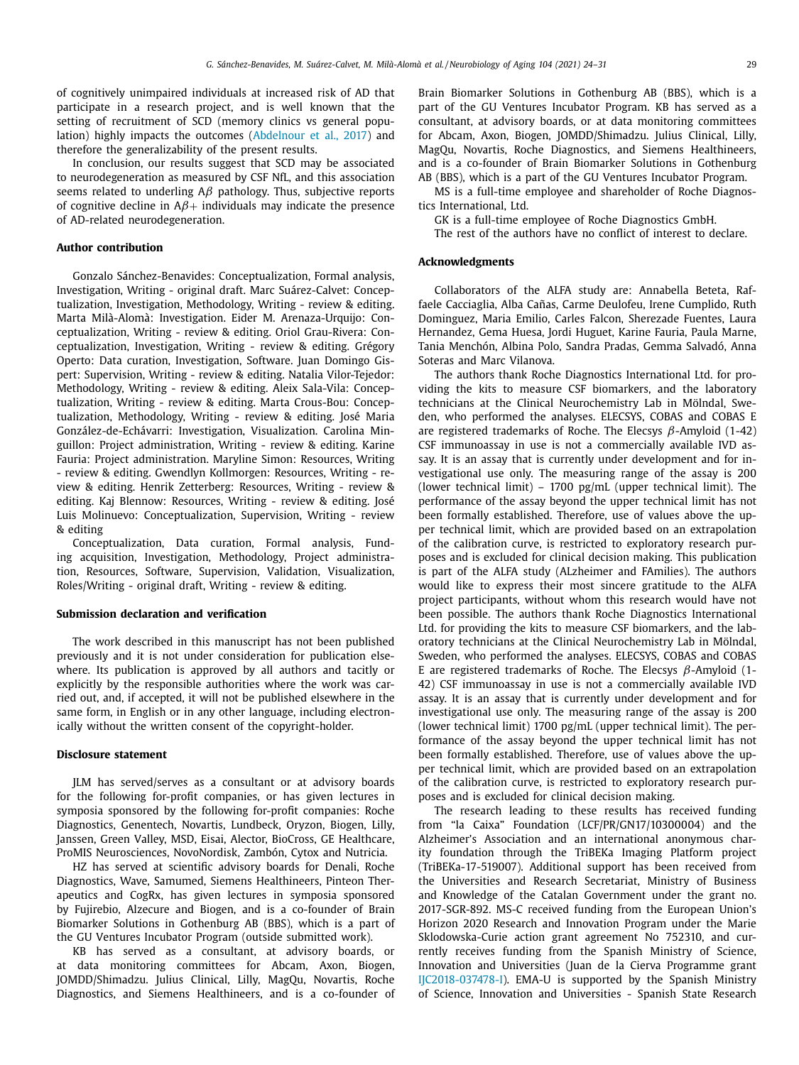of cognitively unimpaired individuals at increased risk of AD that participate in a research project, and is well known that the setting of recruitment of SCD (memory clinics vs general population) highly impacts the outcomes (Abdelnour et al., 2017) and therefore the generalizability of the present results.

In conclusion, our results suggest that SCD may be associated to neurodegeneration as measured by CSF NfL, and this association seems related to underling A$\beta$ pathology. Thus, subjective reports of cognitive decline in A$\beta$+ individuals may indicate the presence of AD-related neurodegeneration.

## Author contribution

Gonzalo Sánchez-Benavides: Conceptualization, Formal analysis, Investigation, Writing - original draft. Marc Suárez-Calvet: Conceptualization, Investigation, Methodology, Writing - review & editing. Marta Milà-Alomà: Investigation. Eider M. Arenaza-Urquijo: Conceptualization, Writing - review & editing. Oriol Grau-Rivera: Conceptualization, Investigation, Writing - review & editing. Grégory Operto: Data curation, Investigation, Software. Juan Domingo Gispert: Supervision, Writing - review & editing. Natalia Vilor-Tejedor: Methodology, Writing - review & editing. Aleix Sala-Vila: Conceptualization, Writing - review & editing. Marta Crous-Bou: Conceptualization, Methodology, Writing - review & editing. José Maria González-de-Echávarri: Investigation, Visualization. Carolina Minguillon: Project administration, Writing - review & editing. Karine Fauria: Project administration. Maryline Simon: Resources, Writing - review & editing. Gwendlyn Kollmorgen: Resources, Writing - review & editing. Henrik Zetterberg: Resources, Writing - review & editing. Kaj Blennow: Resources, Writing - review & editing. José Luis Molinuevo: Conceptualization, Supervision, Writing - review & editing

Conceptualization, Data curation, Formal analysis, Funding acquisition, Investigation, Methodology, Project administration, Resources, Software, Supervision, Validation, Visualization, Roles/Writing - original draft, Writing - review & editing.

## Submission declaration and verification

The work described in this manuscript has not been published previously and it is not under consideration for publication elsewhere. Its publication is approved by all authors and tacitly or explicitly by the responsible authorities where the work was carried out, and, if accepted, it will not be published elsewhere in the same form, in English or in any other language, including electronically without the written consent of the copyright-holder.

## Disclosure statement

JLM has served/serves as a consultant or at advisory boards for the following for-profit companies, or has given lectures in symposia sponsored by the following for-profit companies: Roche Diagnostics, Genentech, Novartis, Lundbeck, Oryzon, Biogen, Lilly, Janssen, Green Valley, MSD, Eisai, Alector, BioCross, GE Healthcare, ProMIS Neurosciences, NovoNordisk, Zambón, Cytox and Nutricia.

HZ has served at scientific advisory boards for Denali, Roche Diagnostics, Wave, Samumed, Siemens Healthineers, Pinteon Therapeutics and CogRx, has given lectures in symposia sponsored by Fujirebio, Alzecure and Biogen, and is a co-founder of Brain Biomarker Solutions in Gothenburg AB (BBS), which is a part of the GU Ventures Incubator Program (outside submitted work).

KB has served as a consultant, at advisory boards, or at data monitoring committees for Abcam, Axon, Biogen, JOMDD/Shimadzu. Julius Clinical, Lilly, MagQu, Novartis, Roche Diagnostics, and Siemens Healthineers, and is a co-founder of Brain Biomarker Solutions in Gothenburg AB (BBS), which is a part of the GU Ventures Incubator Program. KB has served as a consultant, at advisory boards, or at data monitoring committees for Abcam, Axon, Biogen, JOMDD/Shimadzu. Julius Clinical, Lilly, MagQu, Novartis, Roche Diagnostics, and Siemens Healthineers, and is a co-founder of Brain Biomarker Solutions in Gothenburg AB (BBS), which is a part of the GU Ventures Incubator Program.

MS is a full-time employee and shareholder of Roche Diagnostics International, Ltd.

GK is a full-time employee of Roche Diagnostics GmbH.

The rest of the authors have no conflict of interest to declare.

## Acknowledgments

Collaborators of the ALFA study are: Annabella Beteta, Raffaele Cacciaglia, Alba Cañas, Carme Deulofeu, Irene Cumplido, Ruth Dominguez, Maria Emilio, Carles Falcon, Sherezade Fuentes, Laura Hernandez, Gema Huesa, Jordi Huguet, Karine Fauria, Paula Marne, Tania Menchón, Albina Polo, Sandra Pradas, Gemma Salvadó, Anna Soteras and Marc Vilanova.

The authors thank Roche Diagnostics International Ltd. for providing the kits to measure CSF biomarkers, and the laboratory technicians at the Clinical Neurochemistry Lab in Mölndal, Sweden, who performed the analyses. ELECSYS, COBAS and COBAS E are registered trademarks of Roche. The Elecsys $\beta$-Amyloid (1-42) CSF immunoassay in use is not a commercially available IVD assay. It is an assay that is currently under development and for investigational use only. The measuring range of the assay is 200 (lower technical limit) – 1700 pg/mL (upper technical limit). The performance of the assay beyond the upper technical limit has not been formally established. Therefore, use of values above the upper technical limit, which are provided based on an extrapolation of the calibration curve, is restricted to exploratory research purposes and is excluded for clinical decision making. This publication is part of the ALFA study (ALzheimer and FAmilies). The authors would like to express their most sincere gratitude to the ALFA project participants, without whom this research would have not been possible. The authors thank Roche Diagnostics International Ltd. for providing the kits to measure CSF biomarkers, and the laboratory technicians at the Clinical Neurochemistry Lab in Mölndal, Sweden, who performed the analyses. ELECSYS, COBAS and COBAS E are registered trademarks of Roche. The Elecsys $\beta$-Amyloid (1-42) CSF immunoassay in use is not a commercially available IVD assay. It is an assay that is currently under development and for investigational use only. The measuring range of the assay is 200 (lower technical limit) 1700 pg/mL (upper technical limit). The performance of the assay beyond the upper technical limit has not been formally established. Therefore, use of values above the upper technical limit, which are provided based on an extrapolation of the calibration curve, is restricted to exploratory research purposes and is excluded for clinical decision making.

The research leading to these results has received funding from "la Caixa" Foundation (LCF/PR/GN17/10300004) and the Alzheimer's Association and an international anonymous charity foundation through the TriBEKa Imaging Platform project (TriBEKa-17-519007). Additional support has been received from the Universities and Research Secretariat, Ministry of Business and Knowledge of the Catalan Government under the grant no. 2017-SGR-892. MS-C received funding from the European Union's Horizon 2020 Research and Innovation Program under the Marie Sklodowska-Curie action grant agreement No 752310, and currently receives funding from the Spanish Ministry of Science, Innovation and Universities (Juan de la Cierva Programme grant IJC2018-037478-I). EMA-U is supported by the Spanish Ministry of Science, Innovation and Universities - Spanish State Research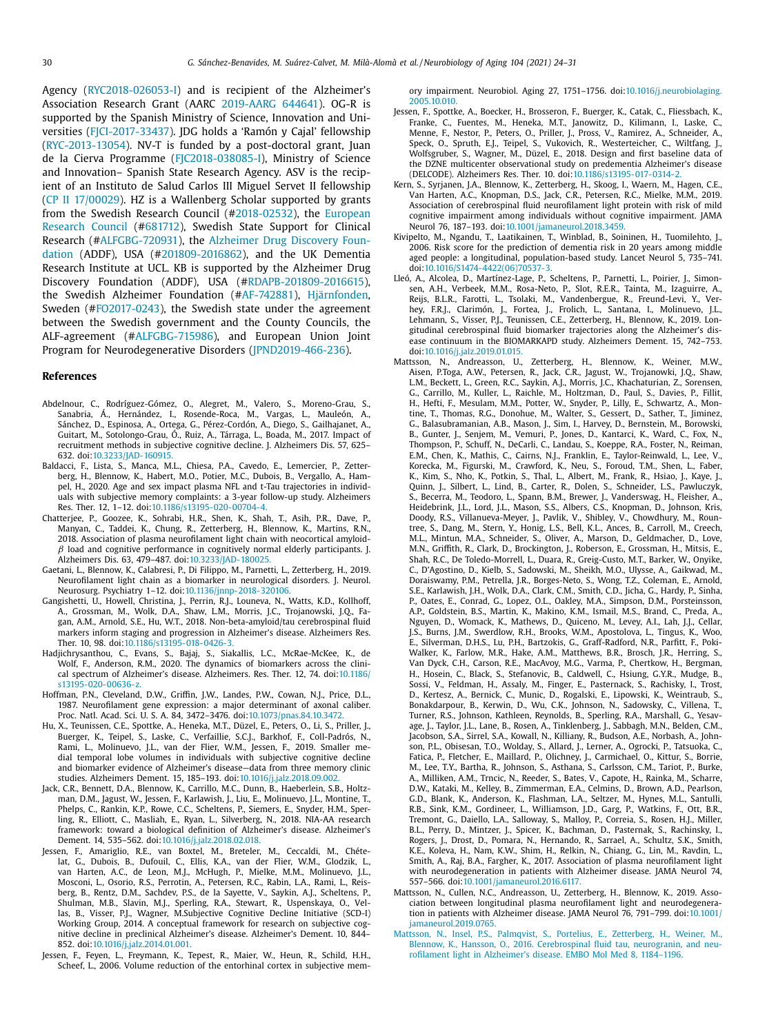Agency (RYC2018-026053-I) and is recipient of the Alzheimer's Association Research Grant (AARC 2019-AARG 644641). OG-R is supported by the Spanish Ministry of Science, Innovation and Universities (FJCI-2017-33437). JDG holds a 'Ramón y Cajal' fellowship (RYC-2013-13054). NV-T is funded by a post-doctoral grant, Juan de la Cierva Programme (FJC2018-038085-I), Ministry of Science and Innovation– Spanish State Research Agency. ASV is the recipient of an Instituto de Salud Carlos III Miguel Servet II fellowship (CP II 17/00029). HZ is a Wallenberg Scholar supported by grants from the Swedish Research Council (#2018-02532), the European Research Council (#681712), Swedish State Support for Clinical Research (#ALFGBG-720931), the Alzheimer Drug Discovery Foundation (ADDF), USA (#201809-2016862), and the UK Dementia Research Institute at UCL. KB is supported by the Alzheimer Drug Discovery Foundation (ADDF), USA (#RDAPB-201809-2016615), the Swedish Alzheimer Foundation (#AF-742881), Hjärnfonden, Sweden (#FO2017-0243), the Swedish state under the agreement between the Swedish government and the County Councils, the ALF-agreement (#ALFGBG-715986), and European Union Joint Program for Neurodegenerative Disorders (JPND2019-466-236).

## References

Abdelnour, C., Rodríguez-Gómez, O., Alegret, M., Valero, S., Moreno-Grau, S., Sanabria, Á., Hernández, I., Rosende-Roca, M., Vargas, L., Mauleón, A., Sánchez, D., Espinosa, A., Ortega, G., Pérez-Cordón, A., Diego, S., Gailhajanet, A., Guitart, M., Sotolongo-Grau, Ó., Ruiz, A., Tárraga, L., Boada, M., 2017. Impact of recruitment methods in subjective cognitive decline. J. Alzheimers Dis. 57, 625–632. doi:10.3233/JAD-160915.

Baldacci, F., Lista, S., Manca, M.L., Chiesa, P.A., Cavedo, E., Lemercier, P., Zetterberg, H., Blennow, K., Habert, M.O., Potier, M.C., Dubois, B., Vergallo, A., Hampel, H., 2020. Age and sex impact plasma NFL and t-Tau trajectories in individuals with subjective memory complaints: a 3-year follow-up study. Alzheimers Res. Ther. 12, 1–12. doi:10.1186/s13195-020-00704-4.

Chatterjee, P., Goozee, K., Sohrabi, H.R., Shen, K., Shah, T., Asih, P.R., Dave, P., Manyan, C., Taddei, K., Chung, R., Zetterberg, H., Blennow, K., Martins, R.N., 2018. Association of plasma neurofilament light chain with neocortical amyloid-$\beta$ load and cognitive performance in cognitively normal elderly participants. J. Alzheimers Dis. 63, 479–487. doi:10.3233/JAD-180025.

Gaetani, L., Blennow, K., Calabresi, P., Di Filippo, M., Parnetti, L., Zetterberg, H., 2019. Neurofilament light chain as a biomarker in neurological disorders. J. Neurol. Neurosurg. Psychiatry 1–12. doi:10.1136/jnnp-2018-320106.

Gangishetti, U., Howell, Christina, J., Perrin, R.J., Louneva, N., Watts, K.D., Kollhoff, A., Grossman, M., Wolk, D.A., Shaw, L.M., Morris, J.C., Trojanowski, J.Q., Fagan, A.M., Arnold, S.E., Hu, W.T., 2018. Non-beta-amyloid/tau cerebrospinal fluid markers inform staging and progression in Alzheimer's disease. Alzheimers Res. Ther. 10, 98. doi:10.1186/s13195-018-0426-3.

Hadjichrysanthou, C., Evans, S., Bajaj, S., Siakallis, L.C., McRae-McKee, K., de Wolf, F., Anderson, R.M., 2020. The dynamics of biomarkers across the clinical spectrum of Alzheimer's disease. Alzheimers. Res. Ther. 12, 74. doi:10.1186/s13195-020-00636-z.

Hoffman, P.N., Cleveland, D.W., Griffin, J.W., Landes, P.W., Cowan, N.J., Price, D.L., 1987. Neurofilament gene expression: a major determinant of axonal caliber. Proc. Natl. Acad. Sci. U. S. A. 84, 3472–3476. doi:10.1073/pnas.84.10.3472.

Hu, X., Teunissen, C.E., Spottke, A., Heneka, M.T., Düzel, E., Peters, O., Li, S., Priller, J., Buerger, K., Teipel, S., Laske, C., Verfaillie, S.C.J., Barkhof, F., Coll-Padrós, N., Rami, L., Molinuevo, J.L., van der Flier, W.M., Jessen, F., 2019. Smaller medial temporal lobe volumes in individuals with subjective cognitive decline and biomarker evidence of Alzheimer's disease—data from three memory clinic studies. Alzheimers Dement. 15, 185–193. doi:10.1016/j.jalz.2018.09.002.

Jack, C.R., Bennett, D.A., Blennow, K., Carrillo, M.C., Dunn, B., Haeberlein, S.B., Holtzman, D.M., Jagust, W., Jessen, F., Karlawish, J., Liu, E., Molinuevo, J.L., Montine, T., Phelps, C., Rankin, K.P., Rowe, C.C., Scheltens, P., Siemers, E., Snyder, H.M., Sperling, R., Elliott, C., Masliah, E., Ryan, L., Silverberg, N., 2018. NIA-AA research framework: toward a biological definition of Alzheimer's disease. Alzheimer's Dement. 14, 535–562. doi:10.1016/j.jalz.2018.02.018.

Jessen, F., Amariglio, R.E., van Boxtel, M., Breteler, M., Ceccaldi, M., Chételat, G., Dubois, B., Dufouil, C., Ellis, K.A., van der Flier, W.M., Glodzik, L., van Harten, A.C., de Leon, M.J., McHugh, P., Mielke, M.M., Molinuevo, J.L., Mosconi, L., Osorio, R.S., Perrotin, A., Petersen, R.C., Rabin, L.A., Rami, L., Reisberg, B., Rentz, D.M., Sachdev, P.S., de la Sayette, V., Saykin, A.J., Scheltens, P., Shulman, M.B., Slavin, M.J., Sperling, R.A., Stewart, R., Uspenskaya, O., Vellas, B., Visser, P.J., Wagner, M.Subjective Cognitive Decline Initiative (SCD-I) Working Group, 2014. A conceptual framework for research on subjective cognitive decline in preclinical Alzheimer's disease. Alzheimer's Dement. 10, 844–852. doi:10.1016/j.jalz.2014.01.001.

Jessen, F., Feyen, L., Freymann, K., Tepest, R., Maier, W., Heun, R., Schild, H.H., Scheef, L., 2006. Volume reduction of the entorhinal cortex in subjective memory impairment. Neurobiol. Aging 27, 1751–1756. doi:10.1016/j.neurobiolaging.2005.10.010.

Jessen, F., Spottke, A., Boecker, H., Brosseron, F., Buerger, K., Catak, C., Fliessbach, K., Franke, C., Fuentes, M., Heneka, M.T., Janowitz, D., Kilimann, I., Laske, C., Menne, F., Nestor, P., Peters, O., Priller, J., Pross, V., Ramirez, A., Schneider, A., Speck, O., Spruth, E.J., Teipel, S., Vukovich, R., Westerteicher, C., Wiltfang, J., Wolfsgruber, S., Wagner, M., Düzel, E., 2018. Design and first baseline data of the DZNE multicenter observational study on predementia Alzheimer's disease (DELCODE). Alzheimers Res. Ther. 10. doi:10.1186/s13195-017-0314-2.

Kern, S., Syrjanen, J.A., Blennow, K., Zetterberg, H., Skoog, I., Waern, M., Hagen, C.E., Van Harten, A.C., Knopman, D.S., Jack, C.R., Petersen, R.C., Mielke, M.M., 2019. Association of cerebrospinal fluid neurofilament light protein with risk of mild cognitive impairment among individuals without cognitive impairment. JAMA Neurol 76, 187–193. doi:10.1001/jamaneurol.2018.3459.

Kivipelto, M., Ngandu, T., Laatikainen, T., Winblad, B., Soininen, H., Tuomilehto, J., 2006. Risk score for the prediction of dementia risk in 20 years among middle aged people: a longitudinal, population-based study. Lancet Neurol 5, 735–741. doi:10.1016/S1474-4422(06)70537-3.

Lleó, A., Alcolea, D., Martínez-Lage, P., Scheltens, P., Parnetti, L., Poirier, J., Simonsen, A.H., Verbeek, M.M., Rosa-Neto, P., Slot, R.E.R., Tainta, M., Izaguirre, A., Reijs, B.L.R., Farotti, L., Tsolaki, M., Vandenbergue, R., Freund-Levi, Y., Verhey, F.R.J., Clarimón, J., Fortea, J., Frolich, L., Santana, I., Molinuevo, J.L., Lehmann, S., Visser, P.J., Teunissen, C.E., Zetterberg, H., Blennow, K., 2019. Longitudinal cerebrospinal fluid biomarker trajectories along the Alzheimer's disease continuum in the BIOMARKAPD study. Alzheimers Dement. 15, 742–753. doi:10.1016/j.jalz.2019.01.015.

Mattsson, N., Andreasson, U., Zetterberg, H., Blennow, K., Weiner, M.W., Aisen, P.Toga, A.W., Petersen, R., Jack, C.R., Jagust, W., Trojanowki, J.Q., Shaw, L.M., Beckett, L., Green, R.C., Saykin, A.J., Morris, J.C., Khachaturian, Z., Sorensen, G., Carrillo, M., Kuller, L., Raichle, M., Holtzman, D., Paul, S., Davies, P., Fillit, H., Hefti, F., Mesulam, M.M., Potter, W., Snyder, P., Lilly, E., Schwartz, A., Montine, T., Thomas, R.G., Donohue, M., Walter, S., Gessert, D., Sather, T., Jiminez, G., Balasubramanian, A.B., Mason, J., Sim, I., Harvey, D., Bernstein, M., Borowski, B., Gunter, J., Senjem, M., Vemuri, P., Jones, D., Kantarci, K., Ward, C., Fox, N., Thompson, P., Schuff, N., DeCarli, C., Landau, S., Koeppe, R.A., Foster, N., Reiman, E.M., Chen, K., Mathis, C., Cairns, N.J., Franklin, E., Taylor-Reinwald, L., Lee, V., Korecka, M., Figurski, M., Crawford, K., Neu, S., Foroud, T.M., Shen, L., Faber, K., Kim, S., Nho, K., Potkin, S., Thal, L., Albert, M., Frank, R., Hsiao, J., Kaye, J., Quinn, J., Silbert, L., Lind, B., Carter, R., Dolen, S., Schneider, L.S., Pawluczyk, S., Becerra, M., Teodoro, L., Spann, B.M., Brewer, J., Vanderswag, H., Fleisher, A., Heidebrink, J.L., Lord, J.L., Mason, S.S., Albers, C.S., Knopman, D., Johnson, Kris, Doody, R.S., Villanueva-Meyer, J., Pavlik, V., Shibley, V., Chowdhury, M., Rountree, S., Dang, M., Stern, Y., Honig, L.S., Bell, K.L., Ances, B., Carroll, M., Creech, M.L., Mintun, M.A., Schneider, S., Oliver, A., Marson, D., Geldmacher, D., Love, M.N., Griffith, R., Clark, D., Brockington, J., Roberson, E., Grossman, H., Mitsis, E., Shah, R.C., De Toledo-Morrell, L., Duara, R., Greig-Custo, M.T., Barker, W., Onyike, C., D'Agostino, D., Kielb, S., Sadowski, M., Sheikh, M.O., Ulysse, A., Gaikwad, M., Doraiswamy, P.M., Petrella, J.R., Borges-Neto, S., Wong, T.Z., Coleman, E., Arnold, S.E., Karlawish, J.H., Wolk, D.A., Clark, C.M., Smith, C.D., Jicha, G., Hardy, P., Sinha, P., Oates, E., Conrad, G., Lopez, O.L., Oakley, M.A., Simpson, D.M., Porsteinsson, A.P., Goldstein, B.S., Martin, K., Makino, K.M., Ismail, M.S., Brand, C., Preda, A., Nguyen, D., Womack, K., Mathews, D., Quiceno, M., Levey, A.I., Lah, J.J., Cellar, J.S., Burns, J.M., Swerdlow, R.H., Brooks, W.M., Apostolova, L., Tingus, K., Woo, E., Silverman, D.H.S., Lu, P.H., Bartzokis, G., Graff-Radford, N.R., Parfitt, F., Poki-Walker, K., Farlow, M.R., Hake, A.M., Matthews, B.R., Brosch, J.R., Herring, S., Van Dyck, C.H., Carson, R.E., MacAvoy, M.G., Varma, P., Chertkow, H., Bergman, H., Hosein, C., Black, S., Stefanovic, B., Caldwell, C., Hsiung, G.Y.R., Mudge, B., Sossi, V., Feldman, H., Assaly, M., Finger, E., Pasternack, S., Rachisky, I., Trost, D., Kertesz, A., Bernick, C., Munic, D., Rogalski, E., Lipowski, K., Weintraub, S., Bonakdarpour, B., Kerwin, D., Wu, C.K., Johnson, N., Sadowsky, C., Villena, T., Turner, R.S., Johnson, Kathleen, Reynolds, B., Sperling, R.A., Marshall, G., Yesavage, J., Taylor, J.L., Lane, B., Rosen, A., Tinklenberg, J., Sabbagh, M.N., Belden, C.M., Jacobson, S.A., Sirrel, S.A., Kowall, N., Killiany, R., Budson, A.E., Norbash, A., Johnson, P.L., Obisesan, T.O., Wolday, S., Allard, J., Lerner, A., Ogrocki, P., Tatsuoka, C., Fatica, P., Fletcher, E., Maillard, P., Olichney, J., Carmichael, O., Kittur, S., Borrie, M., Lee, T.Y., Bartha, R., Johnson, S., Asthana, S., Carlsson, C.M., Tariot, P., Burke, A., Milliken, A.M., Trncic, N., Reeder, S., Bates, V., Capote, H., Rainka, M., Scharre, D.W., Kataki, M., Kelley, B., Zimmerman, E.A., Celmins, D., Brown, A.D., Pearlson, G.D., Blank, K., Anderson, K., Flashman, L.A., Seltzer, M., Hynes, M.L., Santulli, R.B., Sink, K.M., Gordineer, L., Williamson, J.D., Garg, P., Watkins, F., Ott, B.R., Tremont, G., Daiello, L.A., Salloway, S., Malloy, P., Correia, S., Rosen, H.J., Miller, B.L., Perry, D., Mintzer, J., Spicer, K., Bachman, D., Pasternak, S., Rachinsky, I., Rogers, J., Drost, D., Pomara, N., Hernando, R., Sarrael, A., Schultz, S.K., Smith, K.E., Koleva, H., Nam, K.W., Shim, H., Relkin, N., Chiang, G., Lin, M., Ravdin, L., Smith, A., Raj, B.A., Fargher, K., 2017. Association of plasma neurofilament light with neurodegeneration in patients with Alzheimer disease. JAMA Neurol 74, 557–566. doi:10.1001/jamaneurol.2016.6117.

Mattsson, N., Cullen, N.C., Andreasson, U., Zetterberg, H., Blennow, K., 2019. Association between longitudinal plasma neurofilament light and neurodegeneration in patients with Alzheimer disease. JAMA Neurol 76, 791–799. doi:10.1001/jamaneurol.2019.0765.

Mattsson, N., Insel, P.S., Palmqvist, S., Portelius, E., Zetterberg, H., Weiner, M., Blennow, K., Hansson, O., 2016. Cerebrospinal fluid tau, neurogranin, and neurofilament light in Alzheimer's disease. EMBO Mol Med 8, 1184–1196.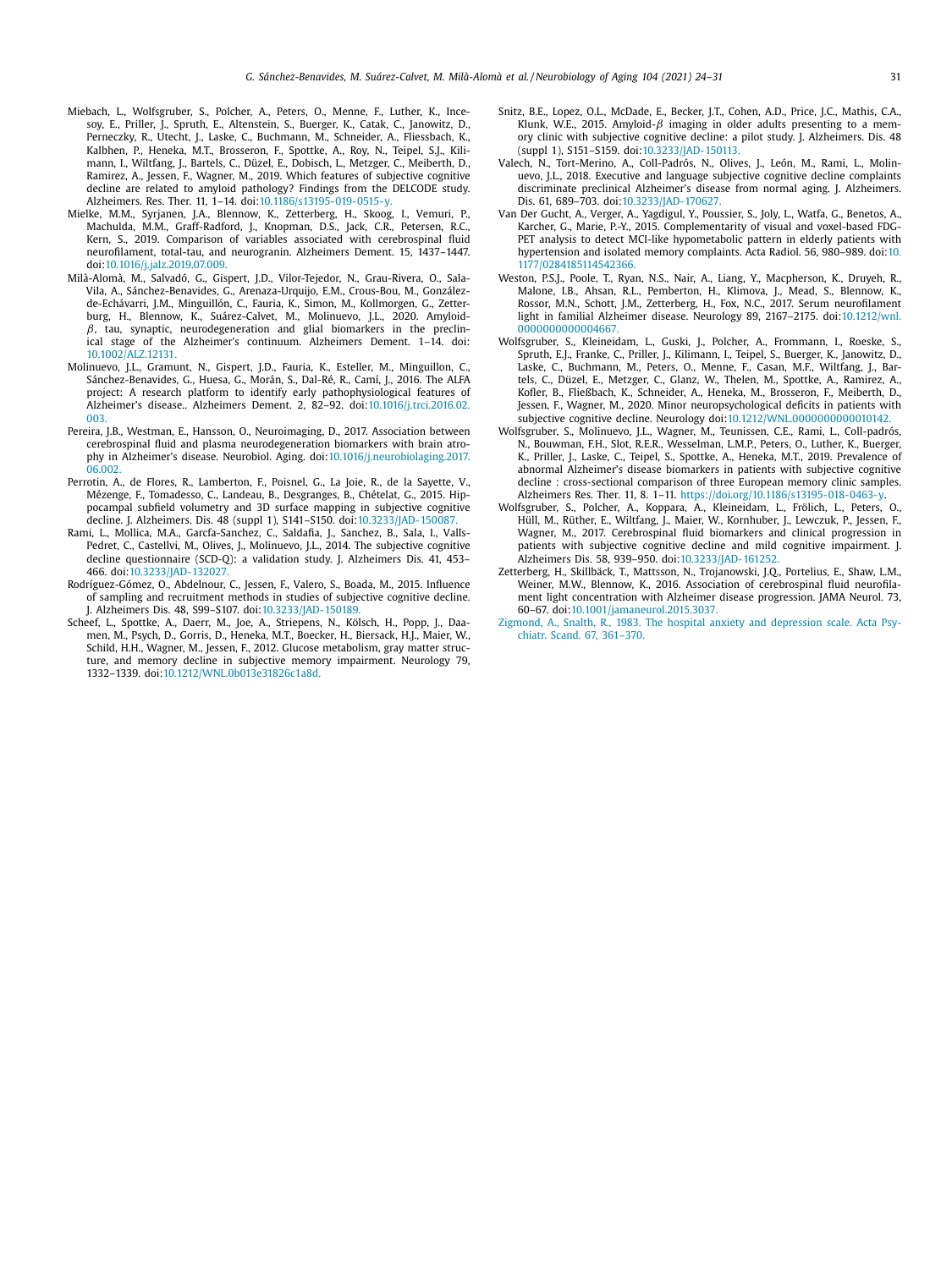Miebach, L., Wolfsgruber, S., Polcher, A., Peters, O., Menne, F., Luther, K., Incesoy, E., Priller, J., Spruth, E., Altenstein, S., Buerger, K., Catak, C., Janowitz, D., Perneczky, R., Utecht, J., Laske, C., Buchmann, M., Schneider, A., Fliessbach, K., Kalbhen, P., Heneka, M.T., Brosseron, F., Spottke, A., Roy, N., Teipel, S.J., Kilimann, I., Wiltfang, J., Bartels, C., Düzel, E., Dobisch, L., Metzger, C., Meiberth, D., Ramirez, A., Jessen, F., Wagner, M., 2019. Which features of subjective cognitive decline are related to amyloid pathology? Findings from the DELCODE study. Alzheimers. Res. Ther. 11, 1–14. doi:10.1186/s13195-019-0515-y.

Mielke, M.M., Syrjanen, J.A., Blennow, K., Zetterberg, H., Skoog, I., Vemuri, P., Machulda, M.M., Graff-Radford, J., Knopman, D.S., Jack, C.R., Petersen, R.C., Kern, S., 2019. Comparison of variables associated with cerebrospinal fluid neurofilament, total-tau, and neurogranin. Alzheimers Dement. 15, 1437–1447. doi:10.1016/j.jalz.2019.07.009.

Milà-Alomà, M., Salvadó, G., Gispert, J.D., Vilor-Tejedor, N., Grau-Rivera, O., Sala-Vila, A., Sánchez-Benavides, G., Arenaza-Urquijo, E.M., Crous-Bou, M., González-de-Echávarri, J.M., Minguillón, C., Fauria, K., Simon, M., Kollmorgen, G., Zetterburg, H., Blennow, K., Suárez-Calvet, M., Molinuevo, J.L., 2020. Amyloid-$\beta$, tau, synaptic, neurodegeneration and glial biomarkers in the preclinical stage of the Alzheimer's continuum. Alzheimers Dement. 1–14. doi: 10.1002/ALZ.12131.

Molinuevo, J.L., Gramunt, N., Gispert, J.D., Fauria, K., Esteller, M., Minguillon, C., Sánchez-Benavides, G., Huesa, G., Morán, S., Dal-Ré, R., Camí, J., 2016. The ALFA project: A research platform to identify early pathophysiological features of Alzheimer's disease.. Alzheimers Dement. 2, 82–92. doi:10.1016/j.trci.2016.02.003.

Pereira, J.B., Westman, E., Hansson, O., Neuroimaging, D., 2017. Association between cerebrospinal fluid and plasma neurodegeneration biomarkers with brain atrophy in Alzheimer's disease. Neurobiol. Aging. doi:10.1016/j.neurobiolaging.2017.06.002.

Perrotin, A., de Flores, R., Lamberton, F., Poisnel, G., La Joie, R., de la Sayette, V., Mézenge, F., Tomadesso, C., Landeau, B., Desgranges, B., Chételat, G., 2015. Hippocampal subfield volumetry and 3D surface mapping in subjective cognitive decline. J. Alzheimers. Dis. 48 (suppl 1), S141–S150. doi:10.3233/JAD-150087.

Rami, L., Mollica, M.A., Garcfa-Sanchez, C., Saldafia, J., Sanchez, B., Sala, I., Valls-Pedret, C., Castellvi, M., Olives, J., Molinuevo, J.L., 2014. The subjective cognitive decline questionnaire (SCD-Q): a validation study. J. Alzheimers Dis. 41, 453–466. doi:10.3233/JAD-132027.

Rodríguez-Gómez, O., Abdelnour, C., Jessen, F., Valero, S., Boada, M., 2015. Influence of sampling and recruitment methods in studies of subjective cognitive decline. J. Alzheimers Dis. 48, S99–S107. doi:10.3233/JAD-150189.

Scheef, L., Spottke, A., Daerr, M., Joe, A., Striepens, N., Kölsch, H., Popp, J., Daamen, M., Psych, D., Gorris, D., Heneka, M.T., Boecker, H., Biersack, H.J., Maier, W., Schild, H.H., Wagner, M., Jessen, F., 2012. Glucose metabolism, gray matter structure, and memory decline in subjective memory impairment. Neurology 79, 1332–1339. doi:10.1212/WNL.0b013e31826c1a8d.

Snitz, B.E., Lopez, O.L., McDade, E., Becker, J.T., Cohen, A.D., Price, J.C., Mathis, C.A., Klunk, W.E., 2015. Amyloid-$\beta$ imaging in older adults presenting to a memory clinic with subjective cognitive decline: a pilot study. J. Alzheimers. Dis. 48 (suppl 1), S151–S159. doi:10.3233/JAD-150113.

Valech, N., Tort-Merino, A., Coll-Padrós, N., Olives, J., León, M., Rami, L., Molinuevo, J.L., 2018. Executive and language subjective cognitive decline complaints discriminate preclinical Alzheimer's disease from normal aging. J. Alzheimers. Dis. 61, 689–703. doi:10.3233/JAD-170627.

Van Der Gucht, A., Verger, A., Yagdigul, Y., Poussier, S., Joly, L., Watfa, G., Benetos, A., Karcher, G., Marie, P.-Y., 2015. Complementarity of visual and voxel-based FDG-PET analysis to detect MCI-like hypometabolic pattern in elderly patients with hypertension and isolated memory complaints. Acta Radiol. 56, 980–989. doi:10.1177/0284185114542366.

Weston, P.S.J., Poole, T., Ryan, N.S., Nair, A., Liang, Y., Macpherson, K., Druyeh, R., Malone, I.B., Ahsan, R.L., Pemberton, H., Klimova, J., Mead, S., Blennow, K., Rossor, M.N., Schott, J.M., Zetterberg, H., Fox, N.C., 2017. Serum neurofilament light in familial Alzheimer disease. Neurology 89, 2167–2175. doi:10.1212/wnl.0000000000004667.

Wolfsgruber, S., Kleineidam, L., Guski, J., Polcher, A., Frommann, I., Roeske, S., Spruth, E.J., Franke, C., Priller, J., Kilimann, I., Teipel, S., Buerger, K., Janowitz, D., Laske, C., Buchmann, M., Peters, O., Menne, F., Casan, M.F., Wiltfang, J., Bartels, C., Düzel, E., Metzger, C., Glanz, W., Thelen, M., Spottke, A., Ramirez, A., Kofler, B., Fließbach, K., Schneider, A., Heneka, M., Brosseron, F., Meiberth, D., Jessen, F., Wagner, M., 2020. Minor neuropsychological deficits in patients with subjective cognitive decline. Neurology doi:10.1212/WNL.0000000000010142.

Wolfsgruber, S., Molinuevo, J.L., Wagner, M., Teunissen, C.E., Rami, L., Coll-padrós, N., Bouwman, F.H., Slot, R.E.R., Wesselman, L.M.P., Peters, O., Luther, K., Buerger, K., Priller, J., Laske, C., Teipel, S., Spottke, A., Heneka, M.T., 2019. Prevalence of abnormal Alzheimer's disease biomarkers in patients with subjective cognitive decline : cross-sectional comparison of three European memory clinic samples. Alzheimers Res. Ther. 11, 8. 1–11. https://doi.org/10.1186/s13195-018-0463-y.

Wolfsgruber, S., Polcher, A., Koppara, A., Kleineidam, L., Frölich, L., Peters, O., Hüll, M., Rüther, E., Wiltfang, J., Maier, W., Kornhuber, J., Lewczuk, P., Jessen, F., Wagner, M., 2017. Cerebrospinal fluid biomarkers and clinical progression in patients with subjective cognitive decline and mild cognitive impairment. J. Alzheimers Dis. 58, 939–950. doi:10.3233/JAD-161252.

Zetterberg, H., Skillbäck, T., Mattsson, N., Trojanowski, J.Q., Portelius, E., Shaw, L.M., Weiner, M.W., Blennow, K., 2016. Association of cerebrospinal fluid neurofilament light concentration with Alzheimer disease progression. JAMA Neurol. 73, 60–67. doi:10.1001/jamaneurol.2015.3037.

Zigmond, A., Snalth, R., 1983. The hospital anxiety and depression scale. Acta Psychiatr. Scand. 67, 361–370.